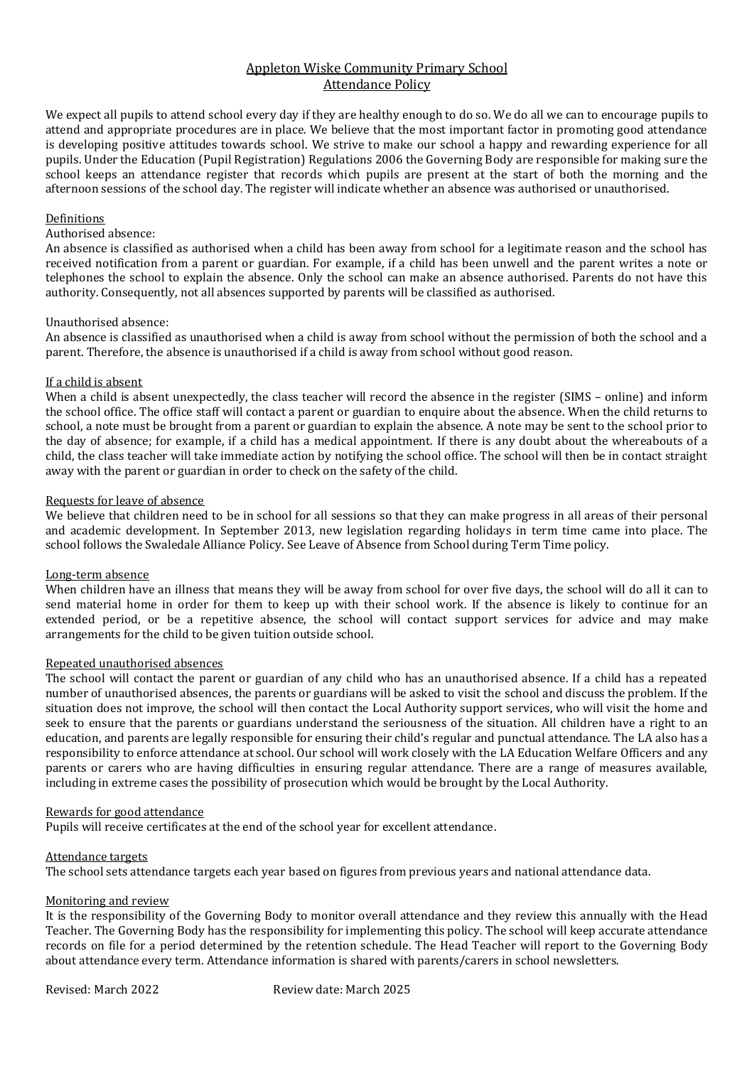# Appleton Wiske Community Primary School
## Attendance Policy

We expect all pupils to attend school every day if they are healthy enough to do so. We do all we can to encourage pupils to attend and appropriate procedures are in place. We believe that the most important factor in promoting good attendance is developing positive attitudes towards school. We strive to make our school a happy and rewarding experience for all pupils. Under the Education (Pupil Registration) Regulations 2006 the Governing Body are responsible for making sure the school keeps an attendance register that records which pupils are present at the start of both the morning and the afternoon sessions of the school day. The register will indicate whether an absence was authorised or unauthorised.

### Definitions

Authorised absence:

An absence is classified as authorised when a child has been away from school for a legitimate reason and the school has received notification from a parent or guardian. For example, if a child has been unwell and the parent writes a note or telephones the school to explain the absence. Only the school can make an absence authorised. Parents do not have this authority. Consequently, not all absences supported by parents will be classified as authorised.

Unauthorised absence:

An absence is classified as unauthorised when a child is away from school without the permission of both the school and a parent. Therefore, the absence is unauthorised if a child is away from school without good reason.

### If a child is absent

When a child is absent unexpectedly, the class teacher will record the absence in the register (SIMS – online) and inform the school office. The office staff will contact a parent or guardian to enquire about the absence. When the child returns to school, a note must be brought from a parent or guardian to explain the absence. A note may be sent to the school prior to the day of absence; for example, if a child has a medical appointment. If there is any doubt about the whereabouts of a child, the class teacher will take immediate action by notifying the school office. The school will then be in contact straight away with the parent or guardian in order to check on the safety of the child.

### Requests for leave of absence

We believe that children need to be in school for all sessions so that they can make progress in all areas of their personal and academic development. In September 2013, new legislation regarding holidays in term time came into place. The school follows the Swaledale Alliance Policy. See Leave of Absence from School during Term Time policy.

### Long-term absence

When children have an illness that means they will be away from school for over five days, the school will do all it can to send material home in order for them to keep up with their school work. If the absence is likely to continue for an extended period, or be a repetitive absence, the school will contact support services for advice and may make arrangements for the child to be given tuition outside school.

### Repeated unauthorised absences

The school will contact the parent or guardian of any child who has an unauthorised absence. If a child has a repeated number of unauthorised absences, the parents or guardians will be asked to visit the school and discuss the problem. If the situation does not improve, the school will then contact the Local Authority support services, who will visit the home and seek to ensure that the parents or guardians understand the seriousness of the situation. All children have a right to an education, and parents are legally responsible for ensuring their child's regular and punctual attendance. The LA also has a responsibility to enforce attendance at school. Our school will work closely with the LA Education Welfare Officers and any parents or carers who are having difficulties in ensuring regular attendance. There are a range of measures available, including in extreme cases the possibility of prosecution which would be brought by the Local Authority.

### Rewards for good attendance

Pupils will receive certificates at the end of the school year for excellent attendance.

### Attendance targets

The school sets attendance targets each year based on figures from previous years and national attendance data.

### Monitoring and review

It is the responsibility of the Governing Body to monitor overall attendance and they review this annually with the Head Teacher. The Governing Body has the responsibility for implementing this policy. The school will keep accurate attendance records on file for a period determined by the retention schedule. The Head Teacher will report to the Governing Body about attendance every term. Attendance information is shared with parents/carers in school newsletters.

Revised: March 2022 Review date: March 2025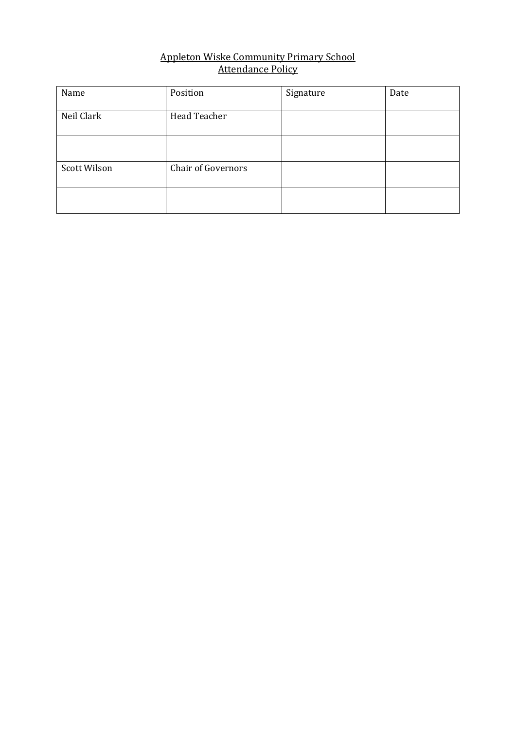Appleton Wiske Community Primary School
Attendance Policy

| Name | Position | Signature | Date |
| --- | --- | --- | --- |
| Neil Clark | Head Teacher | | |
| | | | |
| Scott Wilson | Chair of Governors | | |
| | | | |